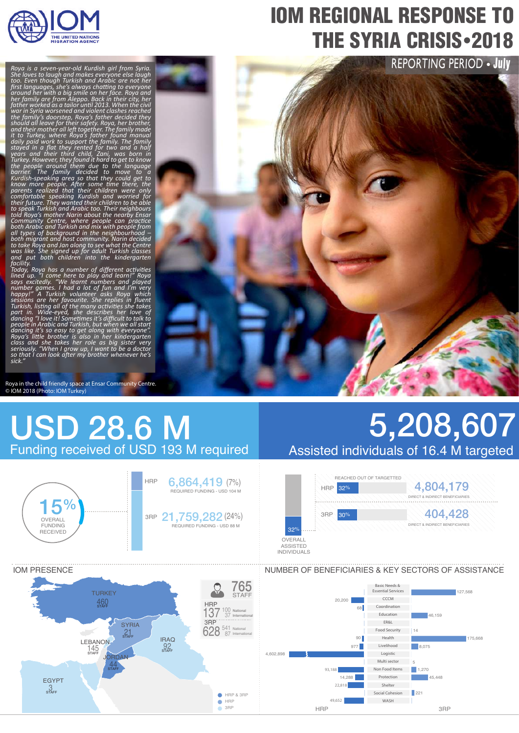# IOM REGIONAL RESPONSE TO THE SYRIA CRISIS • 2018

REPORTING PERIOD • July

*Roya is a seven-year-old Kurdish girl from Syria. She loves to laugh and makes everyone else laugh too. Even though Turkish and Arabic are not her first languages, she's always chatting to everyone around her with a big smile on her face. Roya and her family are from Aleppo. Back in their city, her father worked as a tailor until 2013. When the civil war in Syria worsened and violent clashes reached the family's doorstep, Roya's father decided they should all leave for their safety. Roya, her brother, and their mother all left together. The family made it to Turkey, where Roya's father found manual daily paid work to support the family. The family stayed in a flat they rented for two and a half years and their third child, Zani, was born in Turkey. However, they found it hard to get to know the people around them due to the language barrier. The family decided to move to a Kurdish-speaking area so that they could get to know more people. After some time there, the parents realized that their children were only comfortable speaking Kurdish and worried for their future. They wanted their children to be able to speak Turkish and Arabic too. Their neighbours told Roya's mother Narin about the nearby Ensar Community Centre, where people can practice both Arabic and Turkish and mix with people from all types of background in the neighbourhood – both migrant and host community. Narin decided to take Roya and Jan along to see what the Centre was like. She signed up for adult Turkish classes and put both children into the kindergarten facility.*

*Today, Roya has a number of different activities lined up. "I come here to play and learn!" Roya says excitedly. "We learnt numbers and played number games. I had a lot of fun and I'm very happy!" A Turkish volunteer asks Roya which sessions are her favourite. She replies in fluent Turkish, listing all of the many activities she takes part in. Wide-eyed, she describes her love of dancing "I love it! Sometimes it's difficult to talk to people in Arabic and Turkish, but when we all start dancing it's so easy to get along with everyone". Roya's little brother is also in her kindergarten class and she takes her role as big sister very seriously. "When I grow up, I want to be a doctor so that I can look after my brother whenever he's sick."*

Roya in the child friendly space at Ensar Community Centre.
© IOM 2018 (Photo: IOM Turkey)

## USD 28.6 M
Funding received of USD 193 M required

- 15% OVERALL FUNDING RECEIVED
- HRP: 6,864,419 (7%) — REQUIRED FUNDING - USD 104 M
- 3RP: 21,759,282 (24%) — REQUIRED FUNDING - USD 88 M

## 5,208,607
Assisted individuals of 16.4 M targeted

- 32% OVERALL ASSISTED INDIVIDUALS
- REACHED OUT OF TARGETTED
- HRP: 32% — 4,804,179 DIRECT & INDIRECT BENEFICIARIES
- 3RP: 30% — 404,428 DIRECT & INDIRECT BENEFICIARIES

## IOM PRESENCE

765 STAFF

| | Total | National | International |
|---|---|---|---|
| HRP | 137 | 100 | 37 |
| 3RP | 628 | 541 | 87 |

| Country | Staff |
|---|---|
| Turkey | 460 |
| Syria | 21 |
| Lebanon | 145 |
| Iraq | 92 |
| Jordan | 44 |
| Egypt | 3 |

Legend: HRP & 3RP; HRP; 3RP

## NUMBER OF BENEFICIARIES & KEY SECTORS OF ASSISTANCE

| HRP | Sector | 3RP |
|---|---|---|
| | Basic Needs & Essential Services | 127,568 |
| 20,200 | CCCM | |
| 68 | Coordination | |
| | Education | 46,159 |
| | ER&L | |
| | Food Security | 14 |
| 90 | Health | 175,668 |
| 977 | Livelihood | 8,075 |
| 4,602,898 | Logistic | |
| | Multi sector | 5 |
| 93,188 | Non Food Items | 1,270 |
| 14,288 | Protection | 45,448 |
| 22,818 | Shelter | |
| | Social Cohesion | 221 |
| 49,652 | WASH | |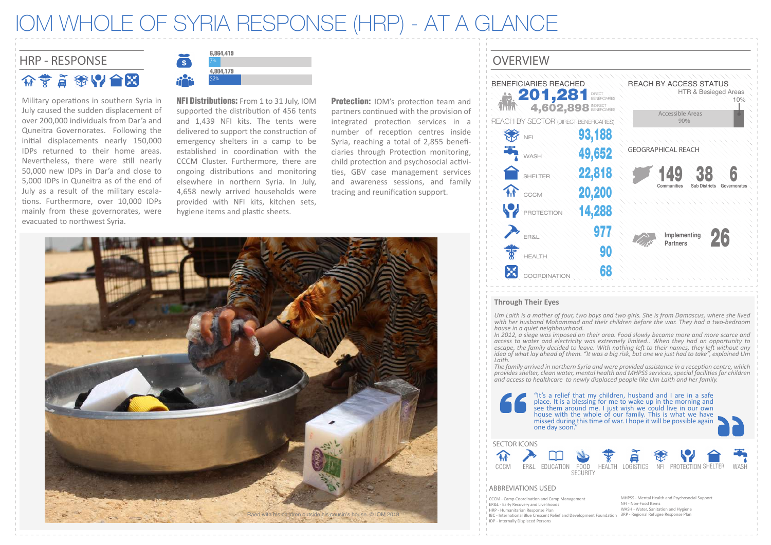# IOM WHOLE OF SYRIA RESPONSE (HRP) - AT A GLANCE

## HRP - RESPONSE

6,864,419
7%

4,804,179
32%

Military operations in southern Syria in July caused the sudden displacement of over 200,000 individuals from Dar'a and Quneitra Governorates. Following the initial displacements nearly 150,000 IDPs returned to their home areas. Nevertheless, there were still nearly 50,000 new IDPs in Dar'a and close to 5,000 IDPs in Quneitra as of the end of July as a result of the military escalations. Furthermore, over 10,000 IDPs mainly from these governorates, were evacuated to northwest Syria.

**NFI Distributions:** From 1 to 31 July, IOM supported the distribution of 456 tents and 1,439 NFI kits. The tents were delivered to support the construction of emergency shelters in a camp to be established in coordination with the CCCM Cluster. Furthermore, there are ongoing distributions and monitoring elsewhere in northern Syria. In July, 4,658 newly arrived households were provided with NFI kits, kitchen sets, hygiene items and plastic sheets.

**Protection:** IOM's protection team and partners continued with the provision of integrated protection services in a number of reception centres inside Syria, reaching a total of 2,855 beneficiaries through Protection monitoring, child protection and psychosocial activities, GBV case management services and awareness sessions, and family tracing and reunification support.

Raed with his children outside his cousin's house. © IOM 2018

## OVERVIEW

### BENEFICIARIES REACHED

201,281 DIRECT BENEFICIARIES

4,602,898 INDIRECT BENEFICIARIES

### REACH BY SECTOR (DIRECT BENEFICARIES)

| Sector | Reach |
|---|---|
| NFI | 93,188 |
| WASH | 49,652 |
| SHELTER | 22,818 |
| CCCM | 20,200 |
| PROTECTION | 14,288 |
| ER&L | 977 |
| HEALTH | 90 |
| COORDINATION | 68 |

### REACH BY ACCESS STATUS

HTR & Besieged Areas 10%

Accessible Areas 90%

### GEOGRAPHICAL REACH

149 Communities

38 Sub Districts

6 Governorates

Implementing Partners 26

### Through Their Eyes

*Um Laith is a mother of four, two boys and two girls. She is from Damascus, where she lived with her husband Mohammad and their children before the war. They had a two-bedroom house in a quiet neighbourhood.*

*In 2012, a siege was imposed on their area. Food slowly became more and more scarce and access to water and electricity was extremely limited.. When they had an opportunity to escape, the family decided to leave. With nothing left to their names, they left without any idea of what lay ahead of them. "It was a big risk, but one we just had to take", explained Um Laith.*

*The family arrived in northern Syria and were provided assistance in a reception centre, which provides shelter, clean water, mental health and MHPSS services, special facilities for children and access to healthcare to newly displaced people like Um Laith and her family.*

"It's a relief that my children, husband and I are in a safe place. It is a blessing for me to wake up in the morning and see them around me. I just wish we could live in our own house with the whole of our family. This is what we have missed during this time of war. I hope it will be possible again one day soon."

### SECTOR ICONS

CCCM, ER&L, EDUCATION, FOOD SECURITY, HEALTH, LOGISTICS, NFI, PROTECTION, SHELTER, WASH

### ABBREVIATIONS USED

CCCM - Camp Coordination and Camp Management
ER&L - Early Recovery and Livelihoods
HRP - Humanitarian Response Plan
IBC - International Blue Crescent Relief and Development Foundation
IDP - Internally Displaced Persons
MHPSS - Mental Health and Psychosocial Support
NFI - Non-Food Items
WASH - Water, Sanitation and Hygiene
3RP - Regional Refugee Response Plan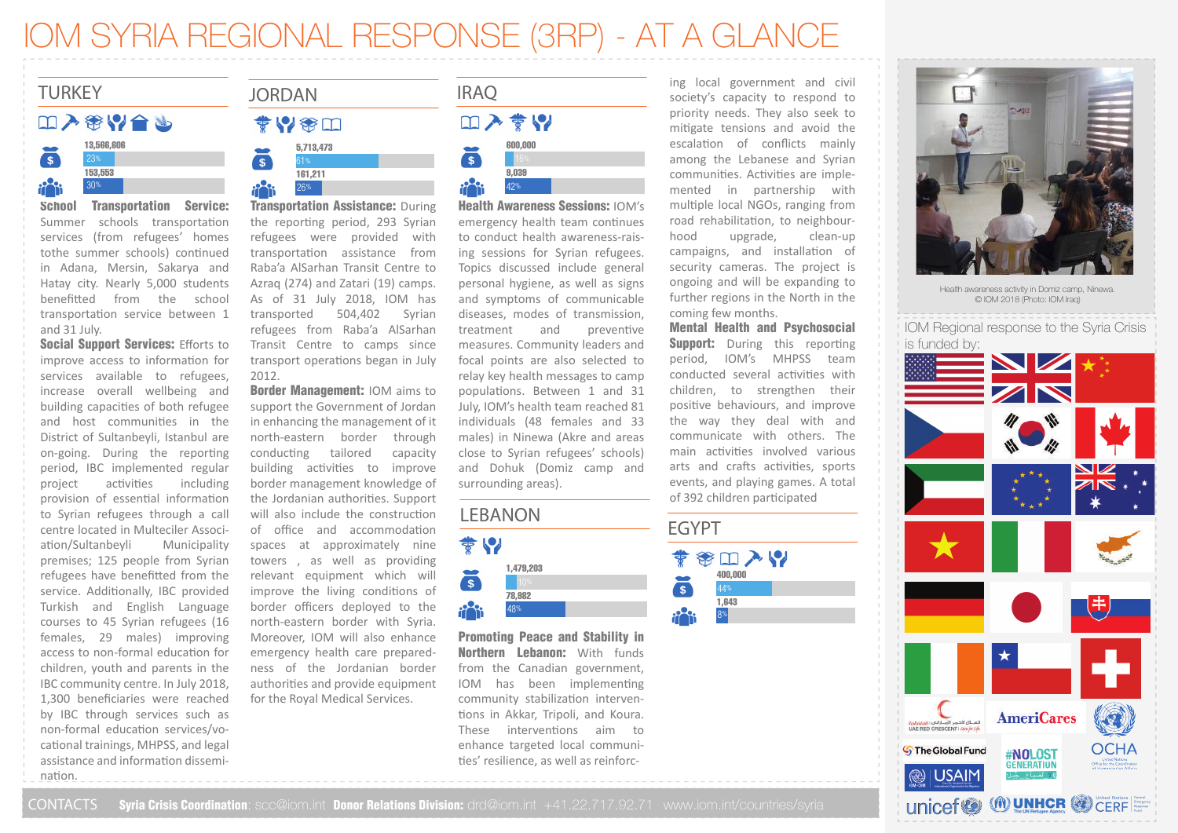# IOM SYRIA REGIONAL RESPONSE (3RP) - AT A GLANCE

## TURKEY

13,566,606
23%
153,553
30%

**School Transportation Service:** Summer schools transportation services (from refugees' homes tothe summer schools) continued in Adana, Mersin, Sakarya and Hatay city. Nearly 5,000 students benefitted from the school transportation service between 1 and 31 July.

**Social Support Services:** Efforts to improve access to information for services available to refugees, increase overall wellbeing and building capacities of both refugee and host communities in the District of Sultanbeyli, Istanbul are on-going. During the reporting period, IBC implemented regular project activities including provision of essential information to Syrian refugees through a call centre located in Multeciler Association/Sultanbeyli Municipality premises; 125 people from Syrian refugees have benefited from the service. Additionally, IBC provided Turkish and English Language courses to 45 Syrian refugees (16 females, 29 males) improving access to non-formal education for children, youth and parents in the IBC community centre. In July 2018, 1,300 beneficiaries were reached by IBC through services such as non-formal education services/vocational trainings, MHPSS, and legal assistance and information dissemination.

## JORDAN

5,713,473
61%
161,211
26%

**Transportation Assistance:** During the reporting period, 293 Syrian refugees were provided with transportation assistance from Raba'a AlSarhan Transit Centre to Azraq (274) and Zatari (19) camps. As of 31 July 2018, IOM has transported 504,402 Syrian refugees from Raba'a AlSarhan Transit Centre to camps since transport operations began in July 2012.

**Border Management:** IOM aims to support the Government of Jordan in enhancing the management of it north-eastern border through conducting tailored capacity building activities to improve border management knowledge of the Jordanian authorities. Support will also include the construction of office and accommodation spaces at approximately nine towers , as well as providing relevant equipment which will improve the living conditions of border officers deployed to the north-eastern border with Syria. Moreover, IOM will also enhance emergency health care preparedness of the Jordanian border authorities and provide equipment for the Royal Medical Services.

## IRAQ

600,000
16%
9,039
42%

**Health Awareness Sessions:** IOM's emergency health team continues to conduct health awareness-raising sessions for Syrian refugees. Topics discussed include general personal hygiene, as well as signs and symptoms of communicable diseases, modes of transmission, treatment and preventive measures. Community leaders and focal points are also selected to relay key health messages to camp populations. Between 1 and 31 July, IOM's health team reached 81 individuals (48 females and 33 males) in Ninewa (Akre and areas close to Syrian refugees' schools) and Dohuk (Domiz camp and surrounding areas).

## LEBANON

1,479,203
10%
78,982
48%

**Promoting Peace and Stability in Northern Lebanon:** With funds from the Canadian government, IOM has been implementing community stabilization interventions in Akkar, Tripoli, and Koura. These interventions aim to enhance targeted local communities' resilience, as well as reinforcing local government and civil society's capacity to respond to priority needs. They also seek to mitigate tensions and avoid the escalation of conflicts mainly among the Lebanese and Syrian communities. Activities are implemented in partnership with multiple local NGOs, ranging from road rehabilitation, to neighbourhood upgrade, clean-up campaigns, and installation of security cameras. The project is ongoing and will be expanding to further regions in the North in the coming few months.

**Mental Health and Psychosocial Support:** During this reporting period, IOM's MHPSS team conducted several activities with children, to strengthen their positive behaviours, and improve the way they deal with and communicate with others. The main activities involved various arts and crafts activities, sports events, and playing games. A total of 392 children participated

## EGYPT

400,000
44%
1,643
8%

Health awareness activity in Domiz camp, Ninewa.
© IOM 2018 (Photo: IOM Iraq)

IOM Regional response to the Syria Crisis is funded by:

UAE RED CRESCENT
AmeriCares
The Global Fund
#NOLOST GENERATION
OCHA
USAIM
unicef
UNHCR
CERF

CONTACTS **Syria Crisis Coordination**: scc@iom.int **Donor Relations Division:** drd@iom.int +41.22.717.92.71 www.iom.int/countries/syria